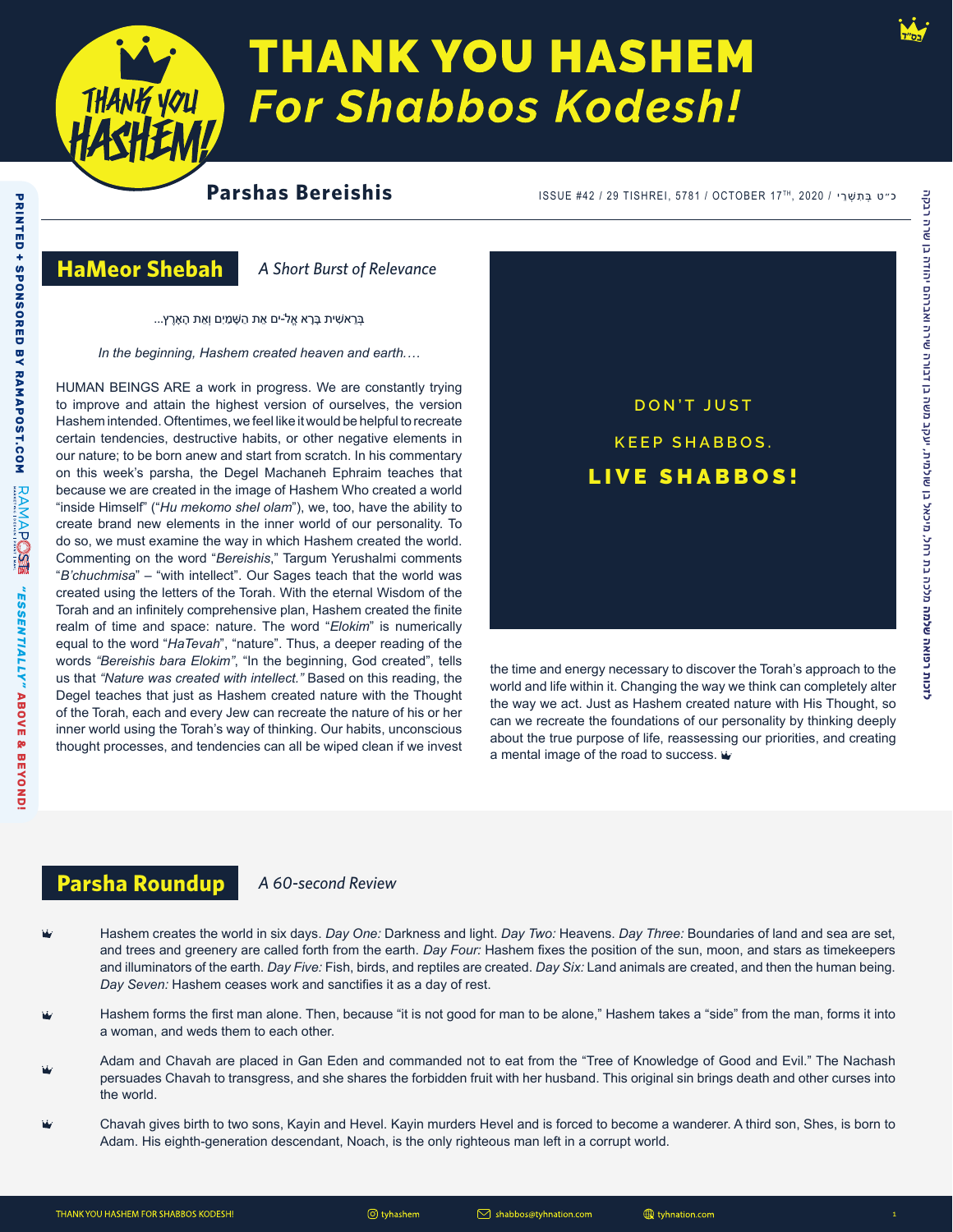# THANK YOU HASHEM
## *For Shabbos Kodesh!*

**Parshas Bereishis**

ISSUE #42 / 29 TISHREI, 5781 / OCTOBER 17TH, 2020 / כ״ט בְּתִשְׁרֵי

PRINTED + SPONSORED BY RAMAPOST.COM — "ESSENTIALLY" ABOVE & BEYOND!

## HaMeor Shebah

*A Short Burst of Relevance*

בְּרֵאשִׁית בָּרָא אֱ-ל-ים אֵת הַשָּׁמַיִם וְאֵת הָאָרֶץ...

*In the beginning, Hashem created heaven and earth….*

HUMAN BEINGS ARE a work in progress. We are constantly trying to improve and attain the highest version of ourselves, the version Hashem intended. Oftentimes, we feel like it would be helpful to recreate certain tendencies, destructive habits, or other negative elements in our nature; to be born anew and start from scratch. In his commentary on this week's parsha, the Degel Machaneh Ephraim teaches that because we are created in the image of Hashem Who created a world "inside Himself" ("*Hu mekomo shel olam*"), we, too, have the ability to create brand new elements in the inner world of our personality. To do so, we must examine the way in which Hashem created the world. Commenting on the word "*Bereishis*," Targum Yerushalmi comments "*B'chuchmisa*" – "with intellect". Our Sages teach that the world was created using the letters of the Torah. With the eternal Wisdom of the Torah and an infinitely comprehensive plan, Hashem created the finite realm of time and space: nature. The word "*Elokim*" is numerically equal to the word "*HaTevah*", "nature". Thus, a deeper reading of the words *"Bereishis bara Elokim"*, "In the beginning, God created", tells us that *"Nature was created with intellect."* Based on this reading, the Degel teaches that just as Hashem created nature with the Thought of the Torah, each and every Jew can recreate the nature of his or her inner world using the Torah's way of thinking. Our habits, unconscious thought processes, and tendencies can all be wiped clean if we invest the time and energy necessary to discover the Torah's approach to the world and life within it. Changing the way we think can completely alter the way we act. Just as Hashem created nature with His Thought, so can we recreate the foundations of our personality by thinking deeply about the true purpose of life, reassessing our priorities, and creating a mental image of the road to success.

DON'T JUST KEEP SHABBOS.
**LIVE SHABBOS!**

## Parsha Roundup

*A 60-second Review*

- Hashem creates the world in six days. *Day One:* Darkness and light. *Day Two:* Heavens. *Day Three:* Boundaries of land and sea are set, and trees and greenery are called forth from the earth. *Day Four:* Hashem fixes the position of the sun, moon, and stars as timekeepers and illuminators of the earth. *Day Five:* Fish, birds, and reptiles are created. *Day Six:* Land animals are created, and then the human being. *Day Seven:* Hashem ceases work and sanctifies it as a day of rest.
- Hashem forms the first man alone. Then, because "it is not good for man to be alone," Hashem takes a "side" from the man, forms it into a woman, and weds them to each other.
- Adam and Chavah are placed in Gan Eden and commanded not to eat from the "Tree of Knowledge of Good and Evil." The Nachash persuades Chavah to transgress, and she shares the forbidden fruit with her husband. This original sin brings death and other curses into the world.
- Chavah gives birth to two sons, Kayin and Hevel. Kayin murders Hevel and is forced to become a wanderer. A third son, Shes, is born to Adam. His eighth-generation descendant, Noach, is the only righteous man left in a corrupt world.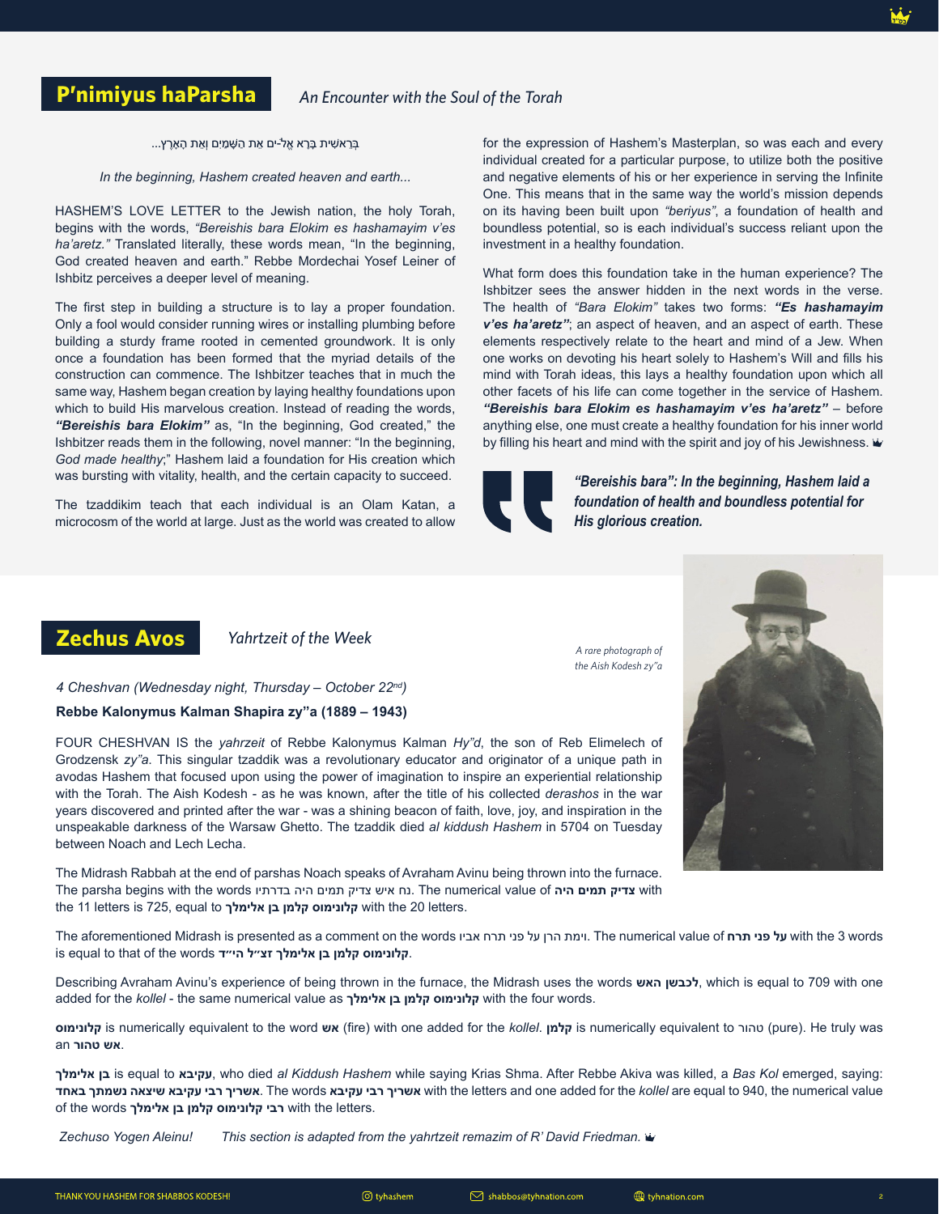## P'nimiyus haParsha

*An Encounter with the Soul of the Torah*

בְּרֵאשִׁית בָּרָא אֱ-ים אֵת הַשָּׁמַיִם וְאֵת הָאָרֶץ...

*In the beginning, Hashem created heaven and earth...*

HASHEM'S LOVE LETTER to the Jewish nation, the holy Torah, begins with the words, *"Bereishis bara Elokim es hashamayim v'es ha'aretz."* Translated literally, these words mean, "In the beginning, God created heaven and earth." Rebbe Mordechai Yosef Leiner of Ishbitz perceives a deeper level of meaning.

The first step in building a structure is to lay a proper foundation. Only a fool would consider running wires or installing plumbing before building a sturdy frame rooted in cemented groundwork. It is only once a foundation has been formed that the myriad details of the construction can commence. The Ishbitzer teaches that in much the same way, Hashem began creation by laying healthy foundations upon which to build His marvelous creation. Instead of reading the words, ***"Bereishis bara Elokim"*** as, "In the beginning, God created," the Ishbitzer reads them in the following, novel manner: "In the beginning, *God made healthy*;" Hashem laid a foundation for His creation which was bursting with vitality, health, and the certain capacity to succeed.

The tzaddikim teach that each individual is an Olam Katan, a microcosm of the world at large. Just as the world was created to allow for the expression of Hashem's Masterplan, so was each and every individual created for a particular purpose, to utilize both the positive and negative elements of his or her experience in serving the Infinite One. This means that in the same way the world's mission depends on its having been built upon *"beriyus"*, a foundation of health and boundless potential, so is each individual's success reliant upon the investment in a healthy foundation.

What form does this foundation take in the human experience? The Ishbitzer sees the answer hidden in the next words in the verse. The health of *"Bara Elokim"* takes two forms: ***"Es hashamayim v'es ha'aretz"***; an aspect of heaven, and an aspect of earth. These elements respectively relate to the heart and mind of a Jew. When one works on devoting his heart solely to Hashem's Will and fills his mind with Torah ideas, this lays a healthy foundation upon which all other facets of his life can come together in the service of Hashem. ***"Bereishis bara Elokim es hashamayim v'es ha'aretz"*** – before anything else, one must create a healthy foundation for his inner world by filling his heart and mind with the spirit and joy of his Jewishness.

> ***"Bereishis bara": In the beginning, Hashem laid a foundation of health and boundless potential for His glorious creation.***

## Zechus Avos

*Yahrtzeit of the Week*

*A rare photograph of the Aish Kodesh zy"a*

*4 Cheshvan (Wednesday night, Thursday – October 22nd)*

**Rebbe Kalonymus Kalman Shapira zy"a (1889 – 1943)**

FOUR CHESHVAN IS the *yahrzeit* of Rebbe Kalonymus Kalman *Hy"d*, the son of Reb Elimelech of Grodzensk *zy"a*. This singular tzaddik was a revolutionary educator and originator of a unique path in avodas Hashem that focused upon using the power of imagination to inspire an experiential relationship with the Torah. The Aish Kodesh - as he was known, after the title of his collected *derashos* in the war years discovered and printed after the war - was a shining beacon of faith, love, joy, and inspiration in the unspeakable darkness of the Warsaw Ghetto. The tzaddik died *al kiddush Hashem* in 5704 on Tuesday between Noach and Lech Lecha.

The Midrash Rabbah at the end of parshas Noach speaks of Avraham Avinu being thrown into the furnace. The parsha begins with the words נח איש צדיק תמים היה בדרתיו. The numerical value of **צדיק תמים היה** with the 11 letters is 725, equal to **קלונימוס קלמן בן אלימלך** with the 20 letters.

The aforementioned Midrash is presented as a comment on the words וימת הרן על פני תרח אביו. The numerical value of **על פני תרח** with the 3 words is equal to that of the words **קלונימוס קלמן בן אלימלך זצ"ל הי"ד**.

Describing Avraham Avinu's experience of being thrown in the furnace, the Midrash uses the words **לכבשן האש**, which is equal to 709 with one added for the *kollel* - the same numerical value as **קלונימוס קלמן בן אלימלך** with the four words.

**קלונימוס** is numerically equivalent to the word **אש** (fire) with one added for the *kollel*. **קלמן** is numerically equivalent to טהור (pure). He truly was an **אש טהור**.

**בן אלימלך** is equal to **עקיבא**, who died *al Kiddush Hashem* while saying Krias Shma. After Rebbe Akiva was killed, a *Bas Kol* emerged, saying: **אשריך רבי עקיבא שיצאה נשמתך באחד**. The words **אשריך רבי עקיבא** with the letters and one added for the *kollel* are equal to 940, the numerical value of the words **רבי קלונימוס קלמן בן אלימלך** with the letters.

*Zechuso Yogen Aleinu!* *This section is adapted from the yahrtzeit remazim of R' David Friedman.*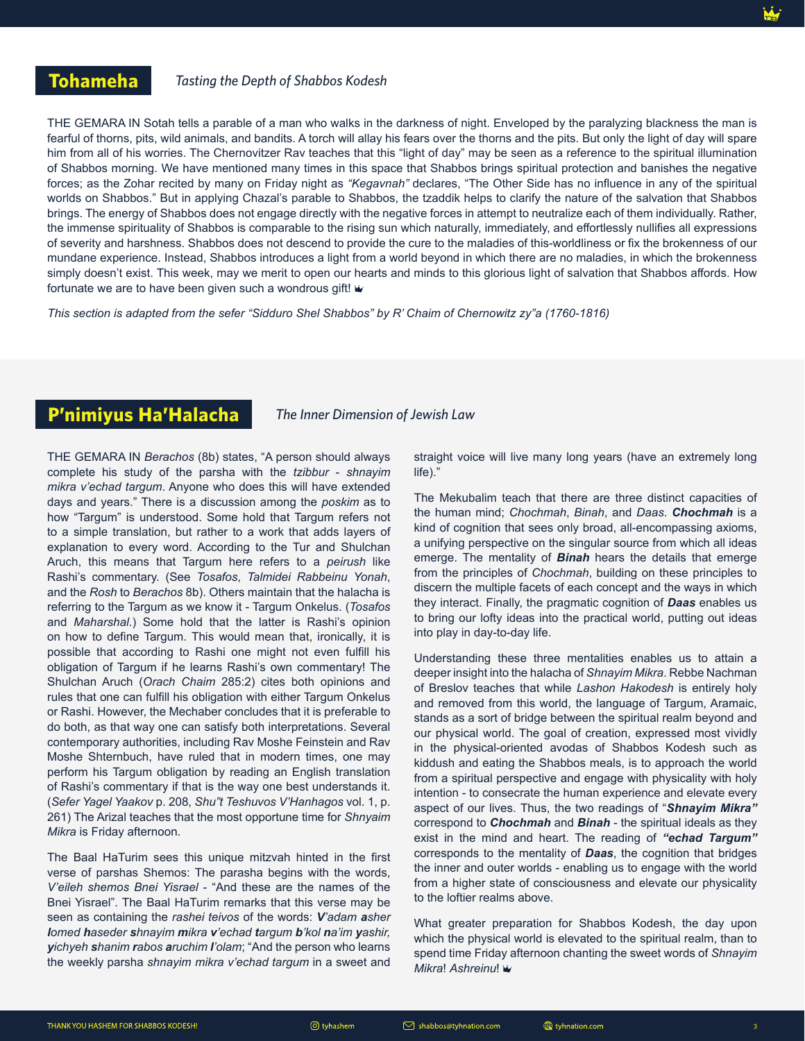## Tohameha

*Tasting the Depth of Shabbos Kodesh*

THE GEMARA IN Sotah tells a parable of a man who walks in the darkness of night. Enveloped by the paralyzing blackness the man is fearful of thorns, pits, wild animals, and bandits. A torch will allay his fears over the thorns and the pits. But only the light of day will spare him from all of his worries. The Chernovitzer Rav teaches that this "light of day" may be seen as a reference to the spiritual illumination of Shabbos morning. We have mentioned many times in this space that Shabbos brings spiritual protection and banishes the negative forces; as the Zohar recited by many on Friday night as *"Kegavnah"* declares, "The Other Side has no influence in any of the spiritual worlds on Shabbos." But in applying Chazal's parable to Shabbos, the tzaddik helps to clarify the nature of the salvation that Shabbos brings. The energy of Shabbos does not engage directly with the negative forces in attempt to neutralize each of them individually. Rather, the immense spirituality of Shabbos is comparable to the rising sun which naturally, immediately, and effortlessly nullifies all expressions of severity and harshness. Shabbos does not descend to provide the cure to the maladies of this-worldliness or fix the brokenness of our mundane experience. Instead, Shabbos introduces a light from a world beyond in which there are no maladies, in which the brokenness simply doesn't exist. This week, may we merit to open our hearts and minds to this glorious light of salvation that Shabbos affords. How fortunate we are to have been given such a wondrous gift!

*This section is adapted from the sefer "Sidduro Shel Shabbos" by R' Chaim of Chernowitz zy"a (1760-1816)*

## P'nimiyus Ha'Halacha

*The Inner Dimension of Jewish Law*

THE GEMARA IN *Berachos* (8b) states, "A person should always complete his study of the parsha with the *tzibbur* - *shnayim mikra v'echad targum*. Anyone who does this will have extended days and years." There is a discussion among the *poskim* as to how "Targum" is understood. Some hold that Targum refers not to a simple translation, but rather to a work that adds layers of explanation to every word. According to the Tur and Shulchan Aruch, this means that Targum here refers to a *peirush* like Rashi's commentary. (See *Tosafos*, *Talmidei Rabbeinu Yonah*, and the *Rosh* to *Berachos* 8b). Others maintain that the halacha is referring to the Targum as we know it - Targum Onkelus. (*Tosafos* and *Maharshal*.) Some hold that the latter is Rashi's opinion on how to define Targum. This would mean that, ironically, it is possible that according to Rashi one might not even fulfill his obligation of Targum if he learns Rashi's own commentary! The Shulchan Aruch (*Orach Chaim* 285:2) cites both opinions and rules that one can fulfill his obligation with either Targum Onkelus or Rashi. However, the Mechaber concludes that it is preferable to do both, as that way one can satisfy both interpretations. Several contemporary authorities, including Rav Moshe Feinstein and Rav Moshe Shternbuch, have ruled that in modern times, one may perform his Targum obligation by reading an English translation of Rashi's commentary if that is the way one best understands it. (*Sefer Yagel Yaakov* p. 208, *Shu"t Teshuvos V'Hanhagos* vol. 1, p. 261) The Arizal teaches that the most opportune time for *Shnyaim Mikra* is Friday afternoon.

The Baal HaTurim sees this unique mitzvah hinted in the first verse of parshas Shemos: The parasha begins with the words, *V'eileh shemos Bnei Yisrael* - "And these are the names of the Bnei Yisrael". The Baal HaTurim remarks that this verse may be seen as containing the *rashei teivos* of the words: ***V****'adam* ***a****sher* ***l****omed* ***h****aseder* ***s****hnayim* ***m****ikra* ***v****'echad* ***t****argum* ***b****'kol* ***n****a'im* ***y****ashir,* ***y****ichyeh* ***s****hanim* ***r****abos* ***a****ruchim* ***l****'olam*; "And the person who learns the weekly parsha *shnayim mikra v'echad targum* in a sweet and straight voice will live many long years (have an extremely long life)."

The Mekubalim teach that there are three distinct capacities of the human mind; *Chochmah*, *Binah*, and *Daas*. ***Chochmah*** is a kind of cognition that sees only broad, all-encompassing axioms, a unifying perspective on the singular source from which all ideas emerge. The mentality of ***Binah*** hears the details that emerge from the principles of *Chochmah*, building on these principles to discern the multiple facets of each concept and the ways in which they interact. Finally, the pragmatic cognition of ***Daas*** enables us to bring our lofty ideas into the practical world, putting out ideas into play in day-to-day life.

Understanding these three mentalities enables us to attain a deeper insight into the halacha of *Shnayim Mikra*. Rebbe Nachman of Breslov teaches that while *Lashon Hakodesh* is entirely holy and removed from this world, the language of Targum, Aramaic, stands as a sort of bridge between the spiritual realm beyond and our physical world. The goal of creation, expressed most vividly in the physical-oriented avodas of Shabbos Kodesh such as kiddush and eating the Shabbos meals, is to approach the world from a spiritual perspective and engage with physicality with holy intention - to consecrate the human experience and elevate every aspect of our lives. Thus, the two readings of "***Shnayim Mikra"*** correspond to ***Chochmah*** and ***Binah*** - the spiritual ideals as they exist in the mind and heart. The reading of ***"echad Targum"*** corresponds to the mentality of ***Daas***, the cognition that bridges the inner and outer worlds - enabling us to engage with the world from a higher state of consciousness and elevate our physicality to the loftier realms above.

What greater preparation for Shabbos Kodesh, the day upon which the physical world is elevated to the spiritual realm, than to spend time Friday afternoon chanting the sweet words of *Shnayim Mikra*! *Ashreinu*!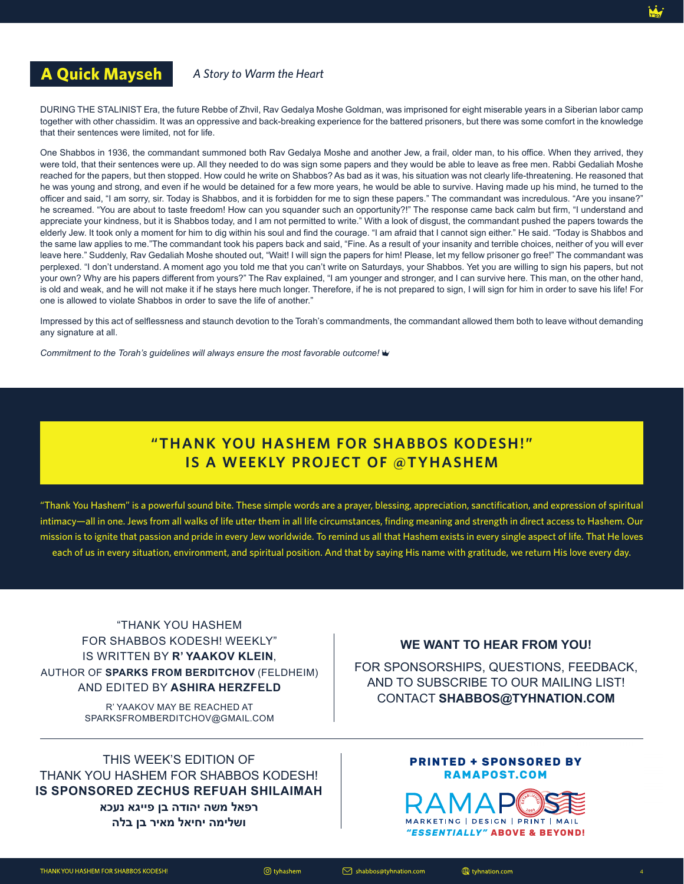## A Quick Mayseh

*A Story to Warm the Heart*

DURING THE STALINIST Era, the future Rebbe of Zhvil, Rav Gedalya Moshe Goldman, was imprisoned for eight miserable years in a Siberian labor camp together with other chassidim. It was an oppressive and back-breaking experience for the battered prisoners, but there was some comfort in the knowledge that their sentences were limited, not for life.

One Shabbos in 1936, the commandant summoned both Rav Gedalya Moshe and another Jew, a frail, older man, to his office. When they arrived, they were told, that their sentences were up. All they needed to do was sign some papers and they would be able to leave as free men. Rabbi Gedaliah Moshe reached for the papers, but then stopped. How could he write on Shabbos? As bad as it was, his situation was not clearly life-threatening. He reasoned that he was young and strong, and even if he would be detained for a few more years, he would be able to survive. Having made up his mind, he turned to the officer and said, "I am sorry, sir. Today is Shabbos, and it is forbidden for me to sign these papers." The commandant was incredulous. "Are you insane?" he screamed. "You are about to taste freedom! How can you squander such an opportunity?!" The response came back calm but firm, "I understand and appreciate your kindness, but it is Shabbos today, and I am not permitted to write." With a look of disgust, the commandant pushed the papers towards the elderly Jew. It took only a moment for him to dig within his soul and find the courage. "I am afraid that I cannot sign either." He said. "Today is Shabbos and the same law applies to me."The commandant took his papers back and said, "Fine. As a result of your insanity and terrible choices, neither of you will ever leave here." Suddenly, Rav Gedaliah Moshe shouted out, "Wait! I will sign the papers for him! Please, let my fellow prisoner go free!" The commandant was perplexed. "I don't understand. A moment ago you told me that you can't write on Saturdays, your Shabbos. Yet you are willing to sign his papers, but not your own? Why are his papers different from yours?" The Rav explained, "I am younger and stronger, and I can survive here. This man, on the other hand, is old and weak, and he will not make it if he stays here much longer. Therefore, if he is not prepared to sign, I will sign for him in order to save his life! For one is allowed to violate Shabbos in order to save the life of another."

Impressed by this act of selflessness and staunch devotion to the Torah's commandments, the commandant allowed them both to leave without demanding any signature at all.

*Commitment to the Torah's guidelines will always ensure the most favorable outcome!*

## "THANK YOU HASHEM FOR SHABBOS KODESH!" IS A WEEKLY PROJECT OF @TYHASHEM

"Thank You Hashem" is a powerful sound bite. These simple words are a prayer, blessing, appreciation, sanctification, and expression of spiritual intimacy—all in one. Jews from all walks of life utter them in all life circumstances, finding meaning and strength in direct access to Hashem. Our mission is to ignite that passion and pride in every Jew worldwide. To remind us all that Hashem exists in every single aspect of life. That He loves each of us in every situation, environment, and spiritual position. And that by saying His name with gratitude, we return His love every day.

"THANK YOU HASHEM FOR SHABBOS KODESH! WEEKLY" IS WRITTEN BY **R' YAAKOV KLEIN**, AUTHOR OF **SPARKS FROM BERDITCHOV** (FELDHEIM) AND EDITED BY **ASHIRA HERZFELD**

R' YAAKOV MAY BE REACHED AT SPARKSFROMBERDITCHOV@GMAIL.COM

**WE WANT TO HEAR FROM YOU!**

FOR SPONSORSHIPS, QUESTIONS, FEEDBACK, AND TO SUBSCRIBE TO OUR MAILING LIST! CONTACT **SHABBOS@TYHNATION.COM**

THIS WEEK'S EDITION OF THANK YOU HASHEM FOR SHABBOS KODESH!
**IS SPONSORED ZECHUS REFUAH SHILAIMAH**
**רפאל משה יהודה בן פייגא נעכא**
**ושלימה יחיאל מאיר בן בלה**

**PRINTED + SPONSORED BY RAMAPOST.COM**

RAMAPOST
MARKETING | DESIGN | PRINT | MAIL
*"ESSENTIALLY"* **ABOVE & BEYOND!**